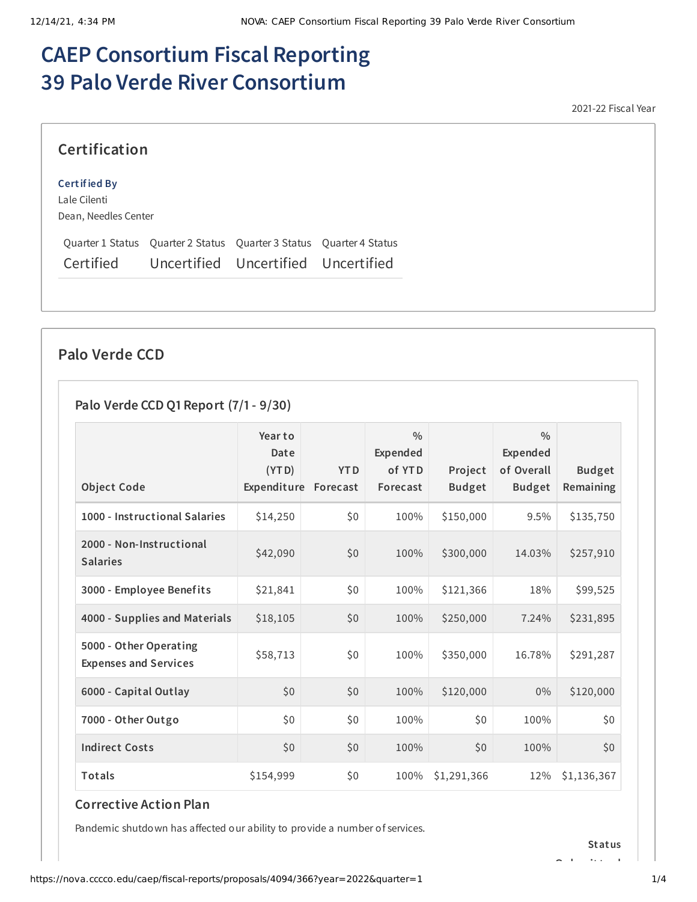# CAEP Consortium Fiscal Reporting 39 Palo Verde River Consortium

2021-22 Fiscal Year

## Certification

**Certified By**

Lale Cilenti
Dean, Needles Center

| Quarter 1 Status | Quarter 2 Status | Quarter 3 Status | Quarter 4 Status |
|---|---|---|---|
| Certified | Uncertified | Uncertified | Uncertified |

## Palo Verde CCD

### Palo Verde CCD Q1 Report (7/1 - 9/30)

| Object Code | Year to Date (YTD) Expenditure | YTD Forecast | % Expended of YTD Forecast | Project Budget | % Expended of Overall Budget | Budget Remaining |
|---|---|---|---|---|---|---|
| 1000 - Instructional Salaries | $14,250 | $0 | 100% | $150,000 | 9.5% | $135,750 |
| 2000 - Non-Instructional Salaries | $42,090 | $0 | 100% | $300,000 | 14.03% | $257,910 |
| 3000 - Employee Benefits | $21,841 | $0 | 100% | $121,366 | 18% | $99,525 |
| 4000 - Supplies and Materials | $18,105 | $0 | 100% | $250,000 | 7.24% | $231,895 |
| 5000 - Other Operating Expenses and Services | $58,713 | $0 | 100% | $350,000 | 16.78% | $291,287 |
| 6000 - Capital Outlay | $0 | $0 | 100% | $120,000 | 0% | $120,000 |
| 7000 - Other Outgo | $0 | $0 | 100% | $0 | 100% | $0 |
| Indirect Costs | $0 | $0 | 100% | $0 | 100% | $0 |
| Totals | $154,999 | $0 | 100% | $1,291,366 | 12% | $1,136,367 |

### Corrective Action Plan

Pandemic shutdown has affected our ability to provide a number of services.

**Status**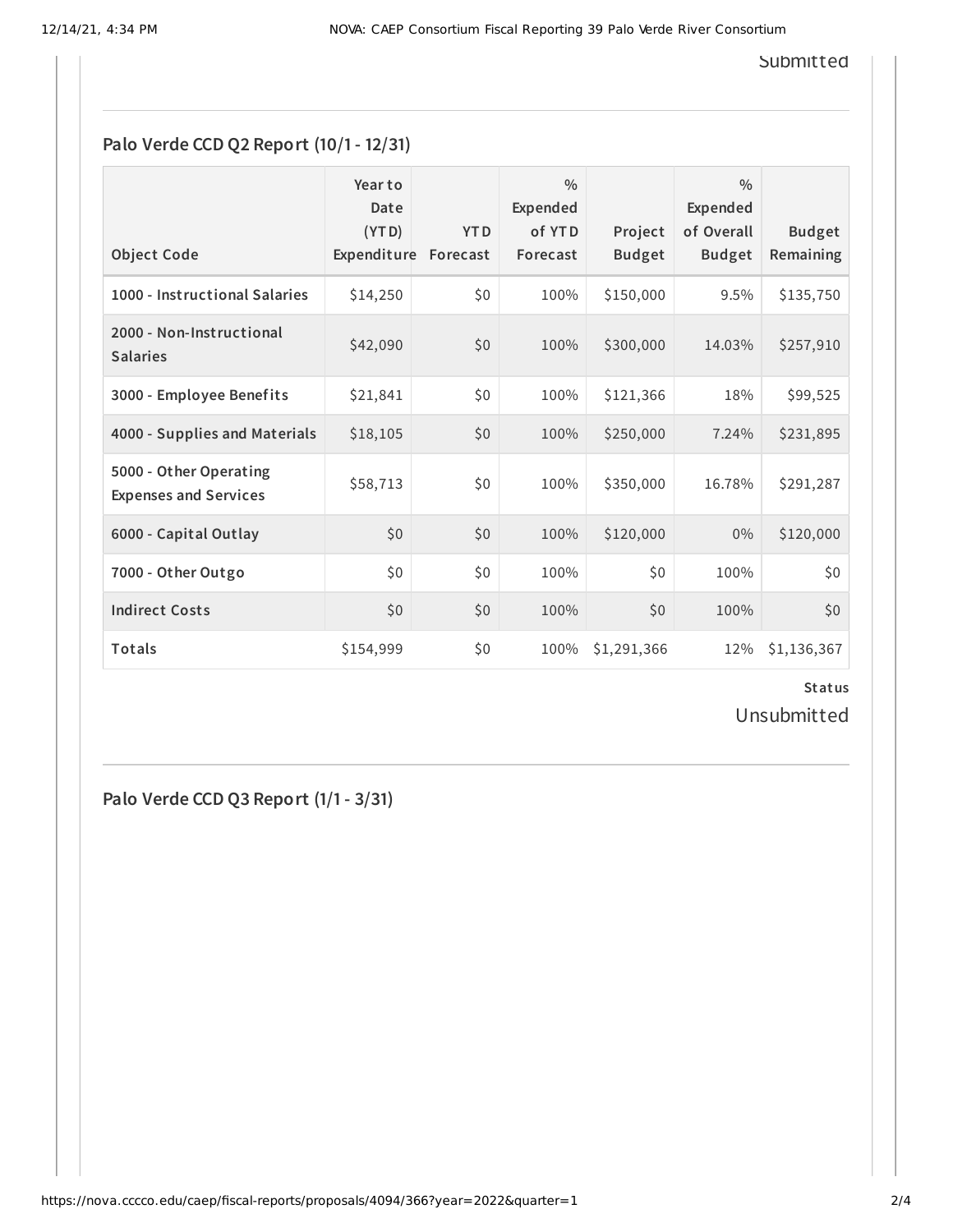Submitted

## Palo Verde CCD Q2 Report (10/1 - 12/31)

| Object Code | Year to Date (YTD) Expenditure | YTD Forecast | % Expended of YTD Forecast | Project Budget | % Expended of Overall Budget | Budget Remaining |
|---|---|---|---|---|---|---|
| 1000 - Instructional Salaries | $14,250 | $0 | 100% | $150,000 | 9.5% | $135,750 |
| 2000 - Non-Instructional Salaries | $42,090 | $0 | 100% | $300,000 | 14.03% | $257,910 |
| 3000 - Employee Benefits | $21,841 | $0 | 100% | $121,366 | 18% | $99,525 |
| 4000 - Supplies and Materials | $18,105 | $0 | 100% | $250,000 | 7.24% | $231,895 |
| 5000 - Other Operating Expenses and Services | $58,713 | $0 | 100% | $350,000 | 16.78% | $291,287 |
| 6000 - Capital Outlay | $0 | $0 | 100% | $120,000 | 0% | $120,000 |
| 7000 - Other Outgo | $0 | $0 | 100% | $0 | 100% | $0 |
| Indirect Costs | $0 | $0 | 100% | $0 | 100% | $0 |
| Totals | $154,999 | $0 | 100% | $1,291,366 | 12% | $1,136,367 |

**Status**

Unsubmitted

## Palo Verde CCD Q3 Report (1/1 - 3/31)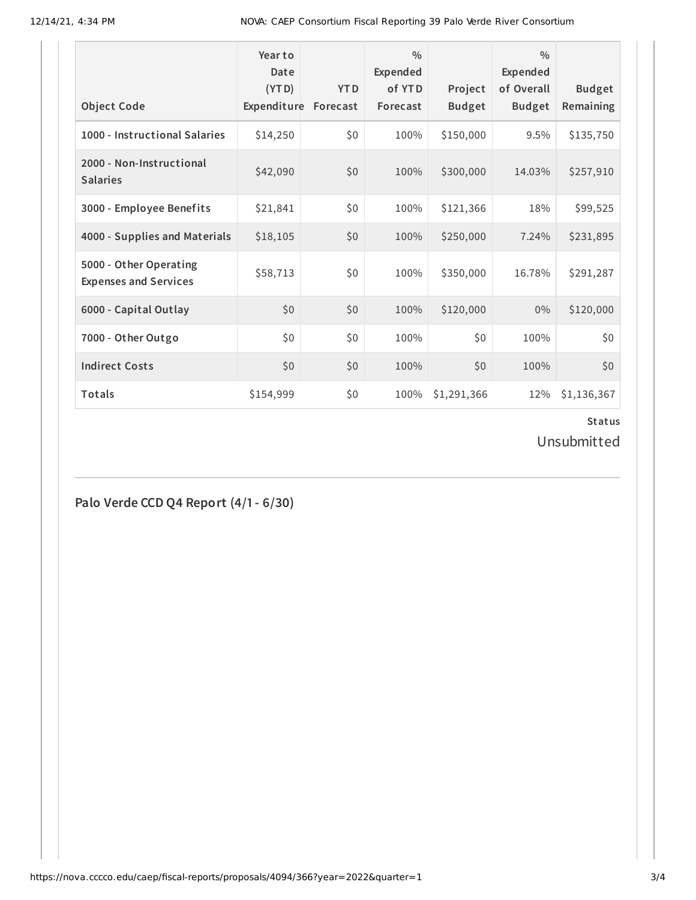| Object Code | Year to Date (YTD) Expenditure | YTD Forecast | % Expended of YTD Forecast | Project Budget | % Expended of Overall Budget | Budget Remaining |
|---|---|---|---|---|---|---|
| 1000 - Instructional Salaries | $14,250 | $0 | 100% | $150,000 | 9.5% | $135,750 |
| 2000 - Non-Instructional Salaries | $42,090 | $0 | 100% | $300,000 | 14.03% | $257,910 |
| 3000 - Employee Benefits | $21,841 | $0 | 100% | $121,366 | 18% | $99,525 |
| 4000 - Supplies and Materials | $18,105 | $0 | 100% | $250,000 | 7.24% | $231,895 |
| 5000 - Other Operating Expenses and Services | $58,713 | $0 | 100% | $350,000 | 16.78% | $291,287 |
| 6000 - Capital Outlay | $0 | $0 | 100% | $120,000 | 0% | $120,000 |
| 7000 - Other Outgo | $0 | $0 | 100% | $0 | 100% | $0 |
| Indirect Costs | $0 | $0 | 100% | $0 | 100% | $0 |
| Totals | $154,999 | $0 | 100% | $1,291,366 | 12% | $1,136,367 |

**Status**

Unsubmitted

## Palo Verde CCD Q4 Report (4/1 - 6/30)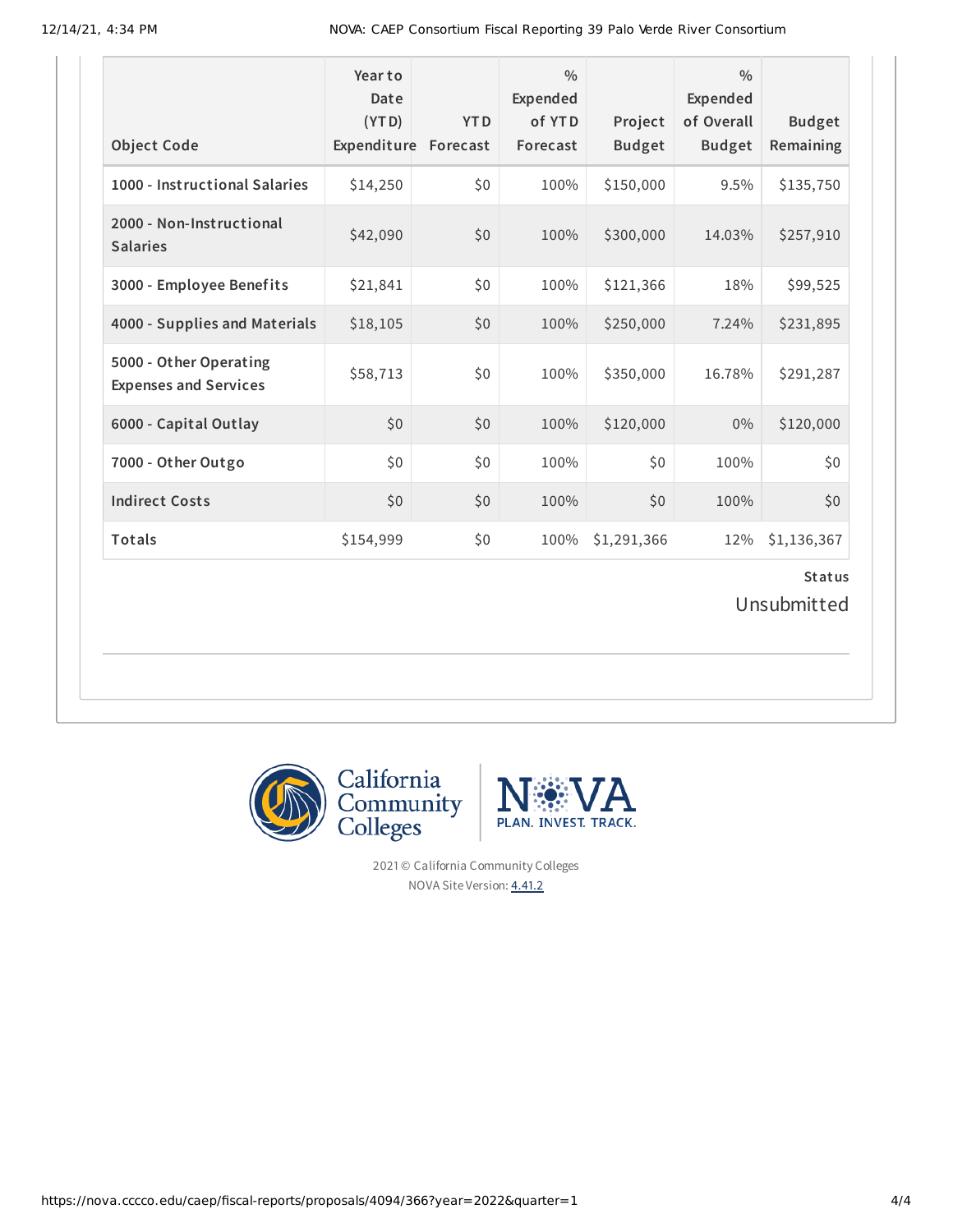| Object Code | Year to Date (YTD) Expenditure | YTD Forecast | % Expended of YTD Forecast | Project Budget | % Expended of Overall Budget | Budget Remaining |
|---|---|---|---|---|---|---|
| 1000 - Instructional Salaries | $14,250 | $0 | 100% | $150,000 | 9.5% | $135,750 |
| 2000 - Non-Instructional Salaries | $42,090 | $0 | 100% | $300,000 | 14.03% | $257,910 |
| 3000 - Employee Benefits | $21,841 | $0 | 100% | $121,366 | 18% | $99,525 |
| 4000 - Supplies and Materials | $18,105 | $0 | 100% | $250,000 | 7.24% | $231,895 |
| 5000 - Other Operating Expenses and Services | $58,713 | $0 | 100% | $350,000 | 16.78% | $291,287 |
| 6000 - Capital Outlay | $0 | $0 | 100% | $120,000 | 0% | $120,000 |
| 7000 - Other Outgo | $0 | $0 | 100% | $0 | 100% | $0 |
| Indirect Costs | $0 | $0 | 100% | $0 | 100% | $0 |
| Totals | $154,999 | $0 | 100% | $1,291,366 | 12% | $1,136,367 |

**Status**

Unsubmitted

California Community Colleges

NOVA PLAN. INVEST. TRACK.

2021 © California Community Colleges

NOVA Site Version: 4.41.2